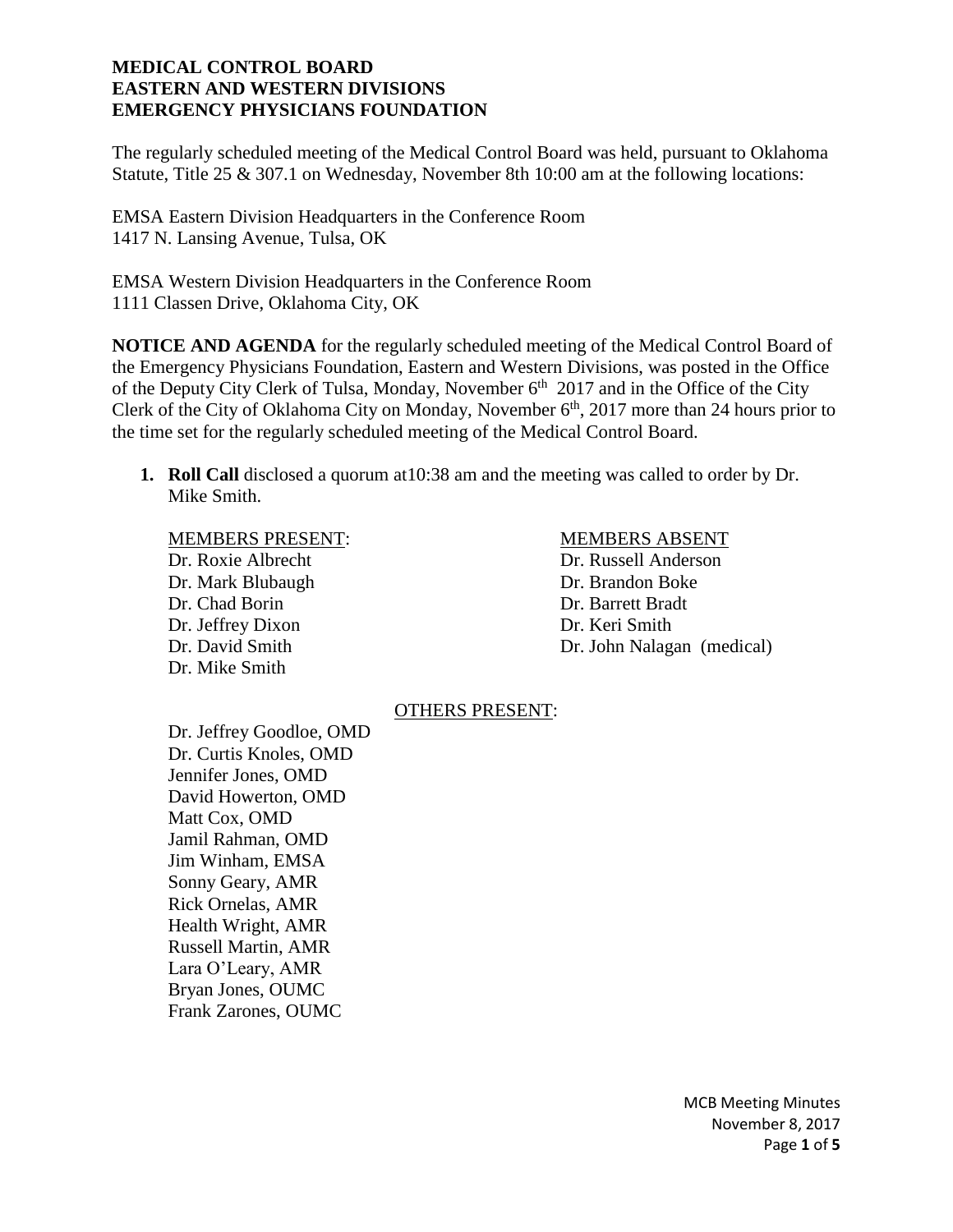**MEDICAL CONTROL BOARD**
**EASTERN AND WESTERN DIVISIONS**
**EMERGENCY PHYSICIANS FOUNDATION**

The regularly scheduled meeting of the Medical Control Board was held, pursuant to Oklahoma Statute, Title 25 & 307.1 on Wednesday, November 8th 10:00 am at the following locations:

EMSA Eastern Division Headquarters in the Conference Room
1417 N. Lansing Avenue, Tulsa, OK

EMSA Western Division Headquarters in the Conference Room
1111 Classen Drive, Oklahoma City, OK

**NOTICE AND AGENDA** for the regularly scheduled meeting of the Medical Control Board of the Emergency Physicians Foundation, Eastern and Western Divisions, was posted in the Office of the Deputy City Clerk of Tulsa, Monday, November 6th 2017 and in the Office of the City Clerk of the City of Oklahoma City on Monday, November 6th, 2017 more than 24 hours prior to the time set for the regularly scheduled meeting of the Medical Control Board.

1. **Roll Call** disclosed a quorum at10:38 am and the meeting was called to order by Dr. Mike Smith.

| MEMBERS PRESENT: | MEMBERS ABSENT |
| --- | --- |
| Dr. Roxie Albrecht | Dr. Russell Anderson |
| Dr. Mark Blubaugh | Dr. Brandon Boke |
| Dr. Chad Borin | Dr. Barrett Bradt |
| Dr. Jeffrey Dixon | Dr. Keri Smith |
| Dr. David Smith | Dr. John Nalagan (medical) |
| Dr. Mike Smith | |

OTHERS PRESENT:

Dr. Jeffrey Goodloe, OMD
Dr. Curtis Knoles, OMD
Jennifer Jones, OMD
David Howerton, OMD
Matt Cox, OMD
Jamil Rahman, OMD
Jim Winham, EMSA
Sonny Geary, AMR
Rick Ornelas, AMR
Health Wright, AMR
Russell Martin, AMR
Lara O'Leary, AMR
Bryan Jones, OUMC
Frank Zarones, OUMC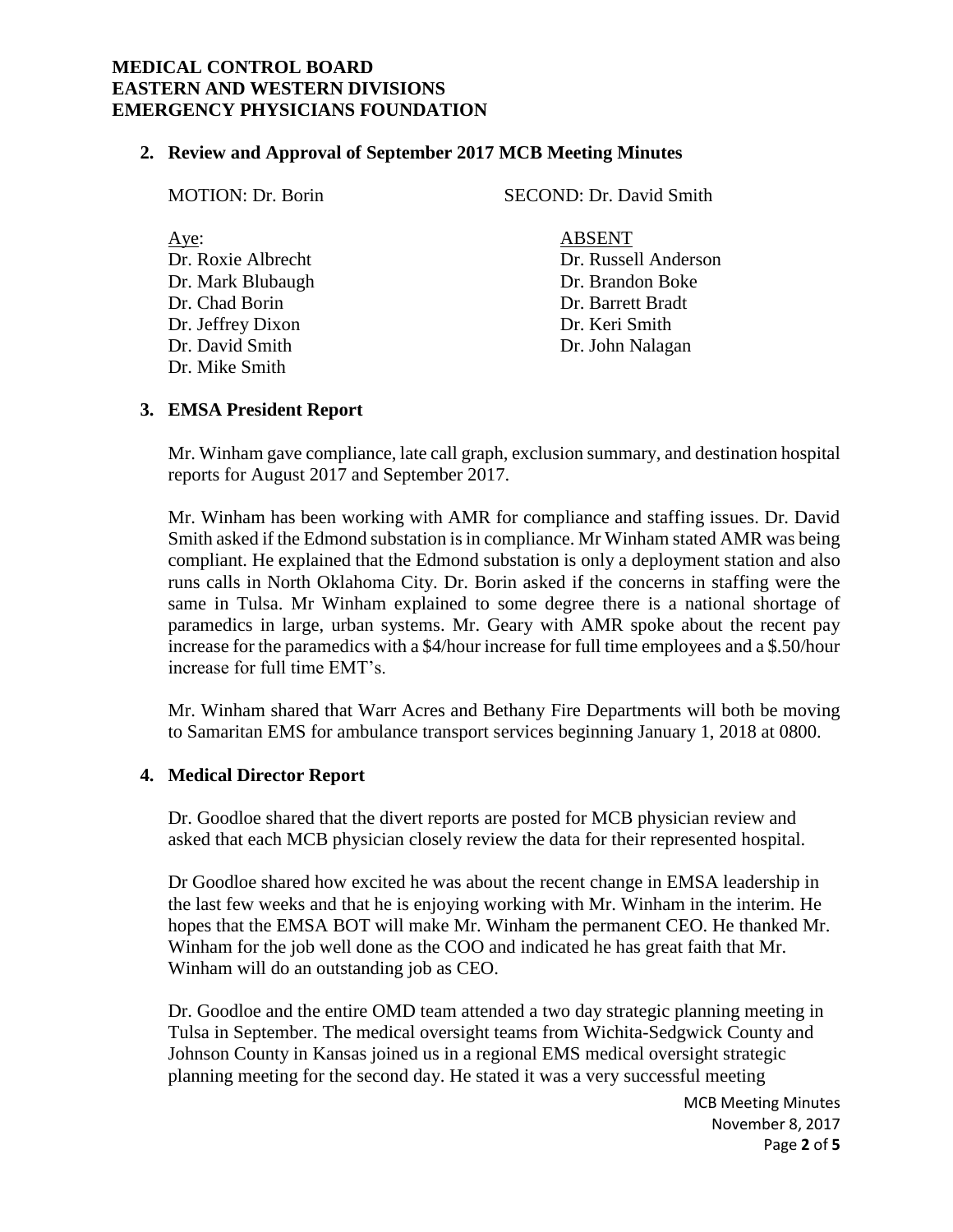**MEDICAL CONTROL BOARD**
**EASTERN AND WESTERN DIVISIONS**
**EMERGENCY PHYSICIANS FOUNDATION**

## 2. Review and Approval of September 2017 MCB Meeting Minutes

MOTION: Dr. Borin SECOND: Dr. David Smith

| Aye: | ABSENT |
|---|---|
| Dr. Roxie Albrecht | Dr. Russell Anderson |
| Dr. Mark Blubaugh | Dr. Brandon Boke |
| Dr. Chad Borin | Dr. Barrett Bradt |
| Dr. Jeffrey Dixon | Dr. Keri Smith |
| Dr. David Smith | Dr. John Nalagan |
| Dr. Mike Smith | |

## 3. EMSA President Report

Mr. Winham gave compliance, late call graph, exclusion summary, and destination hospital reports for August 2017 and September 2017.

Mr. Winham has been working with AMR for compliance and staffing issues. Dr. David Smith asked if the Edmond substation is in compliance. Mr Winham stated AMR was being compliant. He explained that the Edmond substation is only a deployment station and also runs calls in North Oklahoma City. Dr. Borin asked if the concerns in staffing were the same in Tulsa. Mr Winham explained to some degree there is a national shortage of paramedics in large, urban systems. Mr. Geary with AMR spoke about the recent pay increase for the paramedics with a $4/hour increase for full time employees and a $.50/hour increase for full time EMT's.

Mr. Winham shared that Warr Acres and Bethany Fire Departments will both be moving to Samaritan EMS for ambulance transport services beginning January 1, 2018 at 0800.

## 4. Medical Director Report

Dr. Goodloe shared that the divert reports are posted for MCB physician review and asked that each MCB physician closely review the data for their represented hospital.

Dr Goodloe shared how excited he was about the recent change in EMSA leadership in the last few weeks and that he is enjoying working with Mr. Winham in the interim. He hopes that the EMSA BOT will make Mr. Winham the permanent CEO. He thanked Mr. Winham for the job well done as the COO and indicated he has great faith that Mr. Winham will do an outstanding job as CEO.

Dr. Goodloe and the entire OMD team attended a two day strategic planning meeting in Tulsa in September. The medical oversight teams from Wichita-Sedgwick County and Johnson County in Kansas joined us in a regional EMS medical oversight strategic planning meeting for the second day. He stated it was a very successful meeting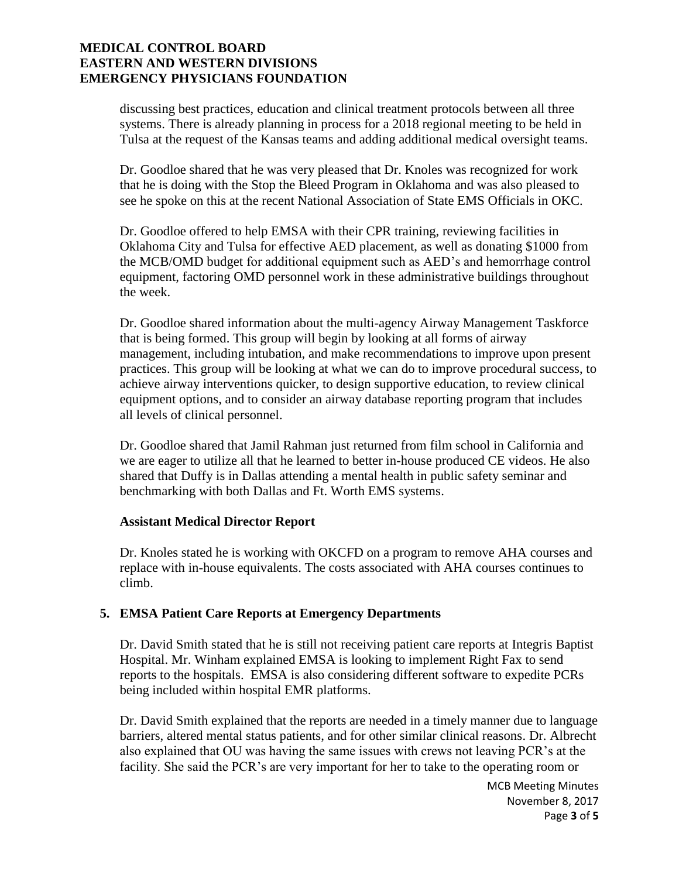discussing best practices, education and clinical treatment protocols between all three systems. There is already planning in process for a 2018 regional meeting to be held in Tulsa at the request of the Kansas teams and adding additional medical oversight teams.

Dr. Goodloe shared that he was very pleased that Dr. Knoles was recognized for work that he is doing with the Stop the Bleed Program in Oklahoma and was also pleased to see he spoke on this at the recent National Association of State EMS Officials in OKC.

Dr. Goodloe offered to help EMSA with their CPR training, reviewing facilities in Oklahoma City and Tulsa for effective AED placement, as well as donating $1000 from the MCB/OMD budget for additional equipment such as AED's and hemorrhage control equipment, factoring OMD personnel work in these administrative buildings throughout the week.

Dr. Goodloe shared information about the multi-agency Airway Management Taskforce that is being formed. This group will begin by looking at all forms of airway management, including intubation, and make recommendations to improve upon present practices. This group will be looking at what we can do to improve procedural success, to achieve airway interventions quicker, to design supportive education, to review clinical equipment options, and to consider an airway database reporting program that includes all levels of clinical personnel.

Dr. Goodloe shared that Jamil Rahman just returned from film school in California and we are eager to utilize all that he learned to better in-house produced CE videos. He also shared that Duffy is in Dallas attending a mental health in public safety seminar and benchmarking with both Dallas and Ft. Worth EMS systems.

**Assistant Medical Director Report**

Dr. Knoles stated he is working with OKCFD on a program to remove AHA courses and replace with in-house equivalents. The costs associated with AHA courses continues to climb.

## 5. EMSA Patient Care Reports at Emergency Departments

Dr. David Smith stated that he is still not receiving patient care reports at Integris Baptist Hospital. Mr. Winham explained EMSA is looking to implement Right Fax to send reports to the hospitals. EMSA is also considering different software to expedite PCRs being included within hospital EMR platforms.

Dr. David Smith explained that the reports are needed in a timely manner due to language barriers, altered mental status patients, and for other similar clinical reasons. Dr. Albrecht also explained that OU was having the same issues with crews not leaving PCR's at the facility. She said the PCR's are very important for her to take to the operating room or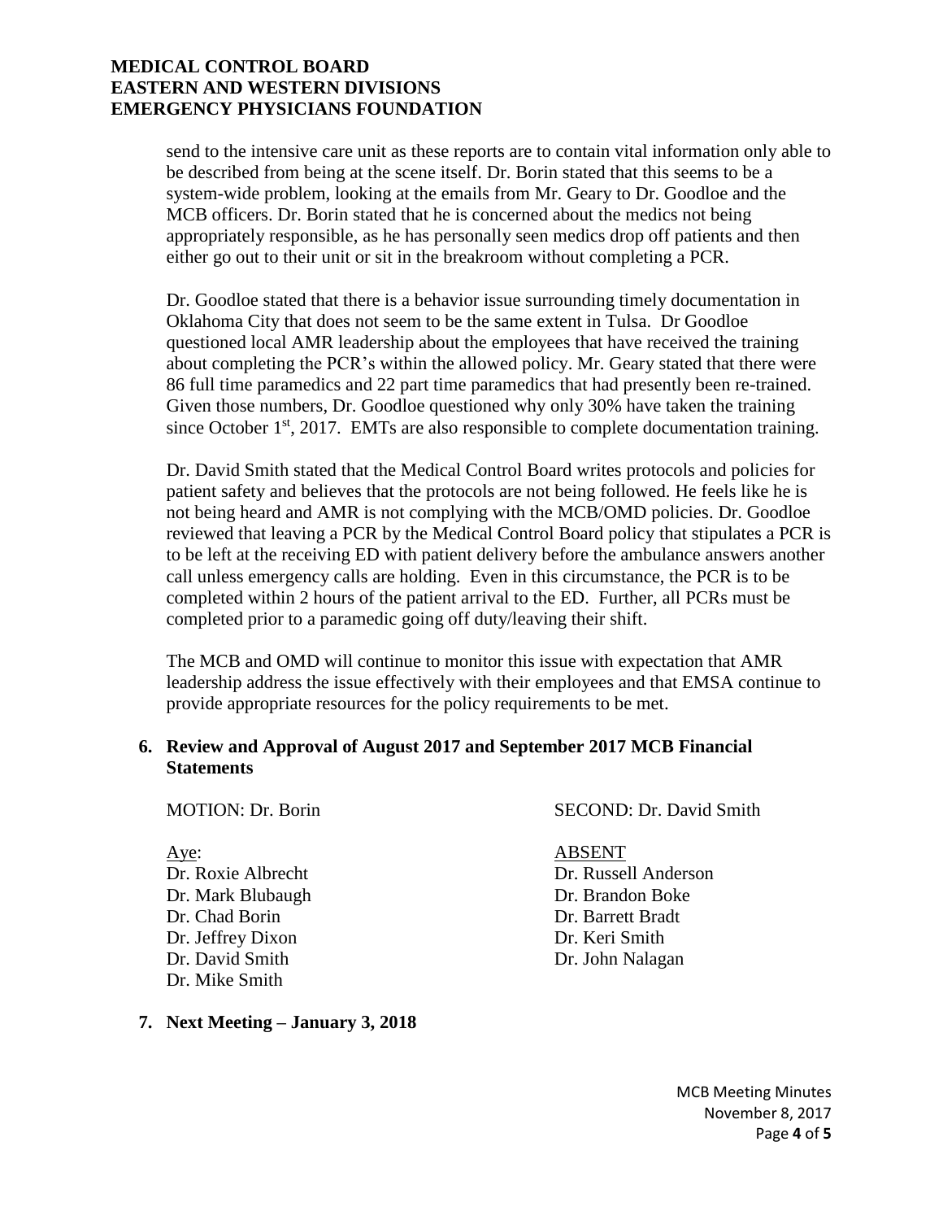send to the intensive care unit as these reports are to contain vital information only able to be described from being at the scene itself. Dr. Borin stated that this seems to be a system-wide problem, looking at the emails from Mr. Geary to Dr. Goodloe and the MCB officers. Dr. Borin stated that he is concerned about the medics not being appropriately responsible, as he has personally seen medics drop off patients and then either go out to their unit or sit in the breakroom without completing a PCR.

Dr. Goodloe stated that there is a behavior issue surrounding timely documentation in Oklahoma City that does not seem to be the same extent in Tulsa. Dr Goodloe questioned local AMR leadership about the employees that have received the training about completing the PCR's within the allowed policy. Mr. Geary stated that there were 86 full time paramedics and 22 part time paramedics that had presently been re-trained. Given those numbers, Dr. Goodloe questioned why only 30% have taken the training since October 1st, 2017. EMTs are also responsible to complete documentation training.

Dr. David Smith stated that the Medical Control Board writes protocols and policies for patient safety and believes that the protocols are not being followed. He feels like he is not being heard and AMR is not complying with the MCB/OMD policies. Dr. Goodloe reviewed that leaving a PCR by the Medical Control Board policy that stipulates a PCR is to be left at the receiving ED with patient delivery before the ambulance answers another call unless emergency calls are holding. Even in this circumstance, the PCR is to be completed within 2 hours of the patient arrival to the ED. Further, all PCRs must be completed prior to a paramedic going off duty/leaving their shift.

The MCB and OMD will continue to monitor this issue with expectation that AMR leadership address the issue effectively with their employees and that EMSA continue to provide appropriate resources for the policy requirements to be met.

**6. Review and Approval of August 2017 and September 2017 MCB Financial Statements**

MOTION: Dr. Borin SECOND: Dr. David Smith

<u>Aye</u>:
Dr. Roxie Albrecht
Dr. Mark Blubaugh
Dr. Chad Borin
Dr. Jeffrey Dixon
Dr. David Smith
Dr. Mike Smith

<u>ABSENT</u>
Dr. Russell Anderson
Dr. Brandon Boke
Dr. Barrett Bradt
Dr. Keri Smith
Dr. John Nalagan

**7. Next Meeting – January 3, 2018**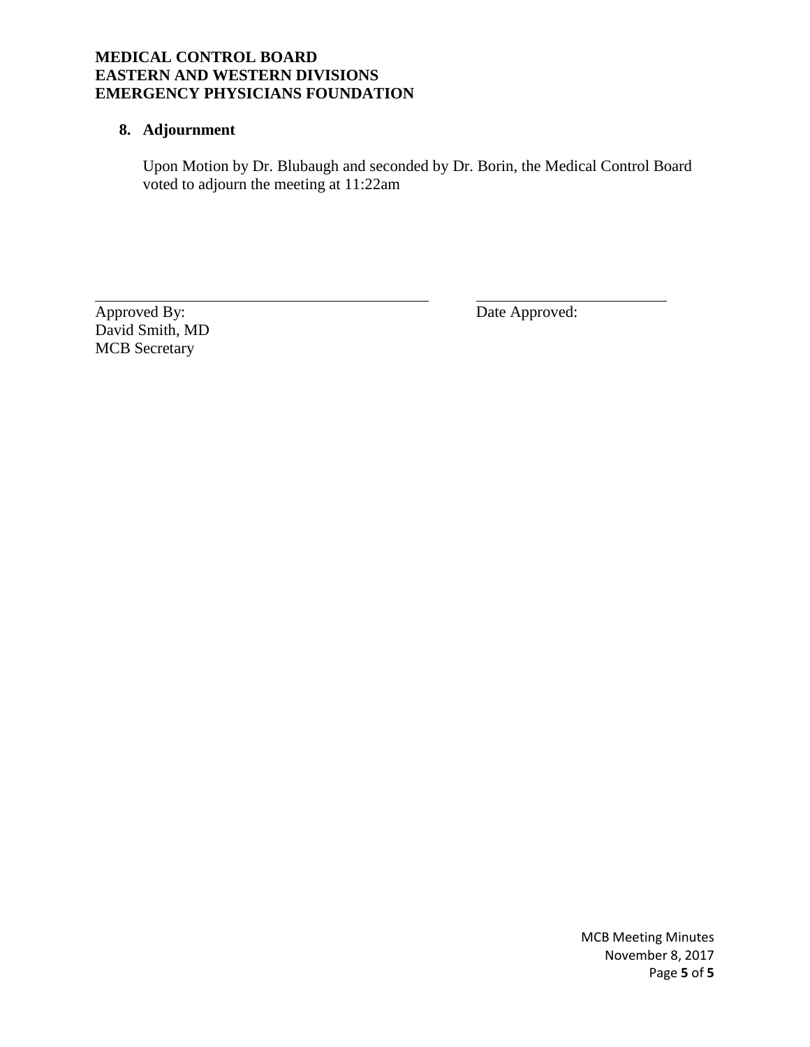**MEDICAL CONTROL BOARD**
**EASTERN AND WESTERN DIVISIONS**
**EMERGENCY PHYSICIANS FOUNDATION**

### 8. Adjournment

Upon Motion by Dr. Blubaugh and seconded by Dr. Borin, the Medical Control Board voted to adjourn the meeting at 11:22am

\_\_\_\_\_\_\_\_\_\_\_\_\_\_\_\_\_\_\_\_\_\_\_\_\_\_\_\_\_\_\_\_\_\_\_\_\_\_\_\_ \_\_\_\_\_\_\_\_\_\_\_\_\_\_\_\_\_\_\_\_\_\_\_\_

Approved By: Date Approved:
David Smith, MD
MCB Secretary